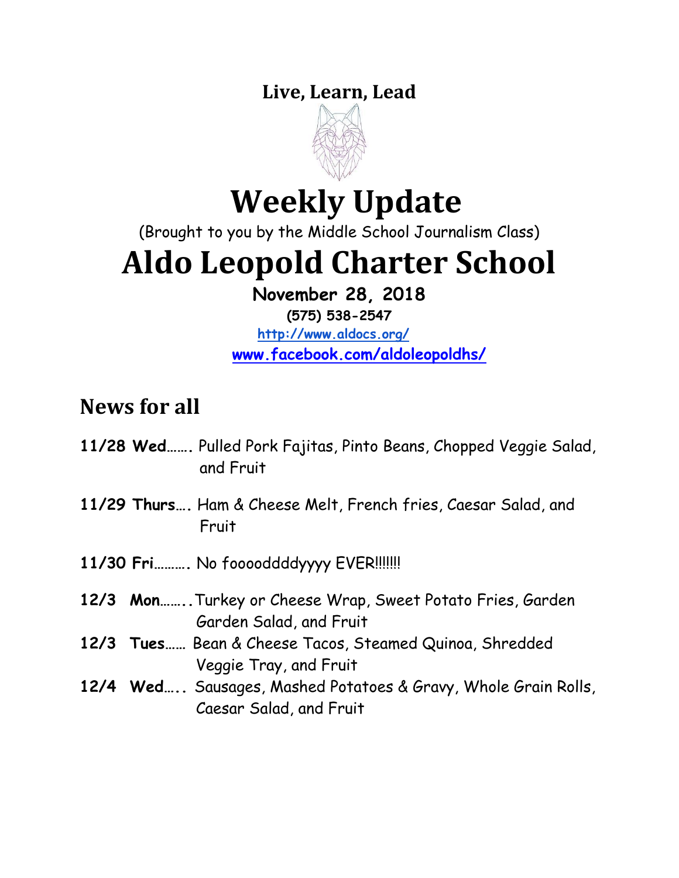**Live, Learn, Lead**

# Weekly Update

(Brought to you by the Middle School Journalism Class)

# Aldo Leopold Charter School

**November 28, 2018**

**(575) 538-2547**

**http://www.aldocs.org/**

**www.facebook.com/aldoleopoldhs/**

## News for all

**11/28 Wed**……. Pulled Pork Fajitas, Pinto Beans, Chopped Veggie Salad, and Fruit

**11/29 Thurs**…. Ham & Cheese Melt, French fries, Caesar Salad, and Fruit

**11/30 Fri**………. No fooooddddyyyy EVER!!!!!!!

**12/3 Mon**……..Turkey or Cheese Wrap, Sweet Potato Fries, Garden Garden Salad, and Fruit

**12/3 Tues**…… Bean & Cheese Tacos, Steamed Quinoa, Shredded Veggie Tray, and Fruit

**12/4 Wed**….. Sausages, Mashed Potatoes & Gravy, Whole Grain Rolls, Caesar Salad, and Fruit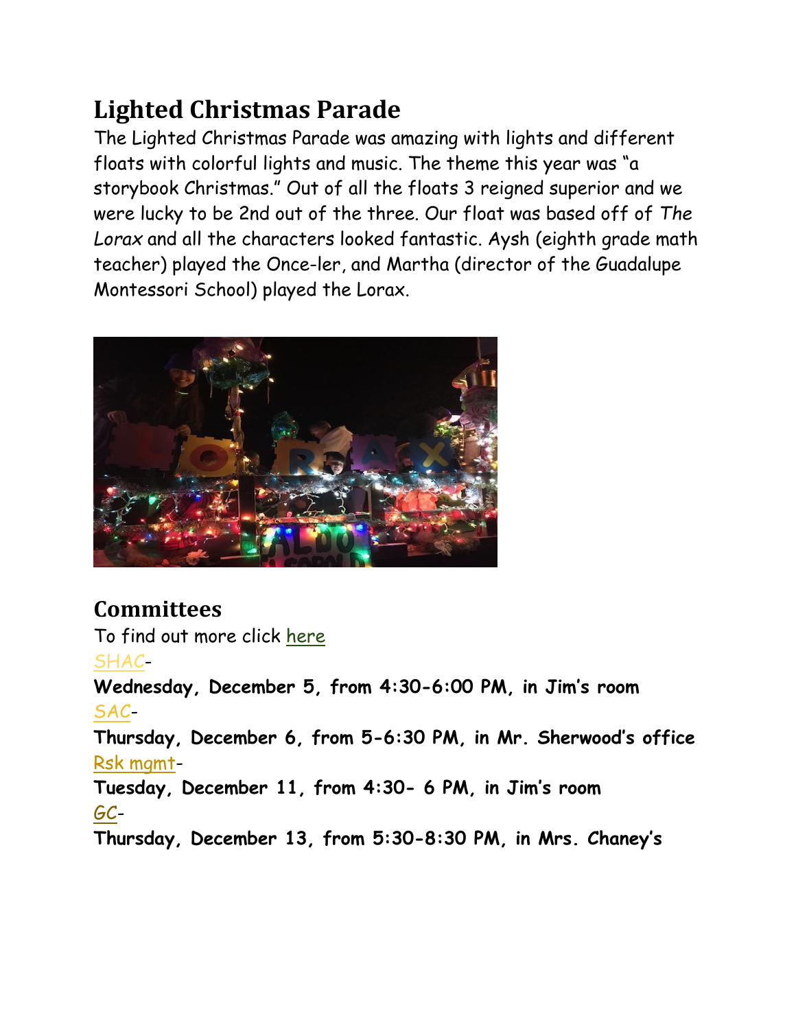## Lighted Christmas Parade

The Lighted Christmas Parade was amazing with lights and different floats with colorful lights and music. The theme this year was "a storybook Christmas." Out of all the floats 3 reigned superior and we were lucky to be 2nd out of the three. Our float was based off of *The Lorax* and all the characters looked fantastic. Aysh (eighth grade math teacher) played the Once-ler, and Martha (director of the Guadalupe Montessori School) played the Lorax.

## Committees

To find out more click here

SHAC-

**Wednesday, December 5, from 4:30-6:00 PM, in Jim's room**

SAC-

**Thursday, December 6, from 5-6:30 PM, in Mr. Sherwood's office**

Rsk mgmt-

**Tuesday, December 11, from 4:30- 6 PM, in Jim's room**

GC-

**Thursday, December 13, from 5:30-8:30 PM, in Mrs. Chaney's**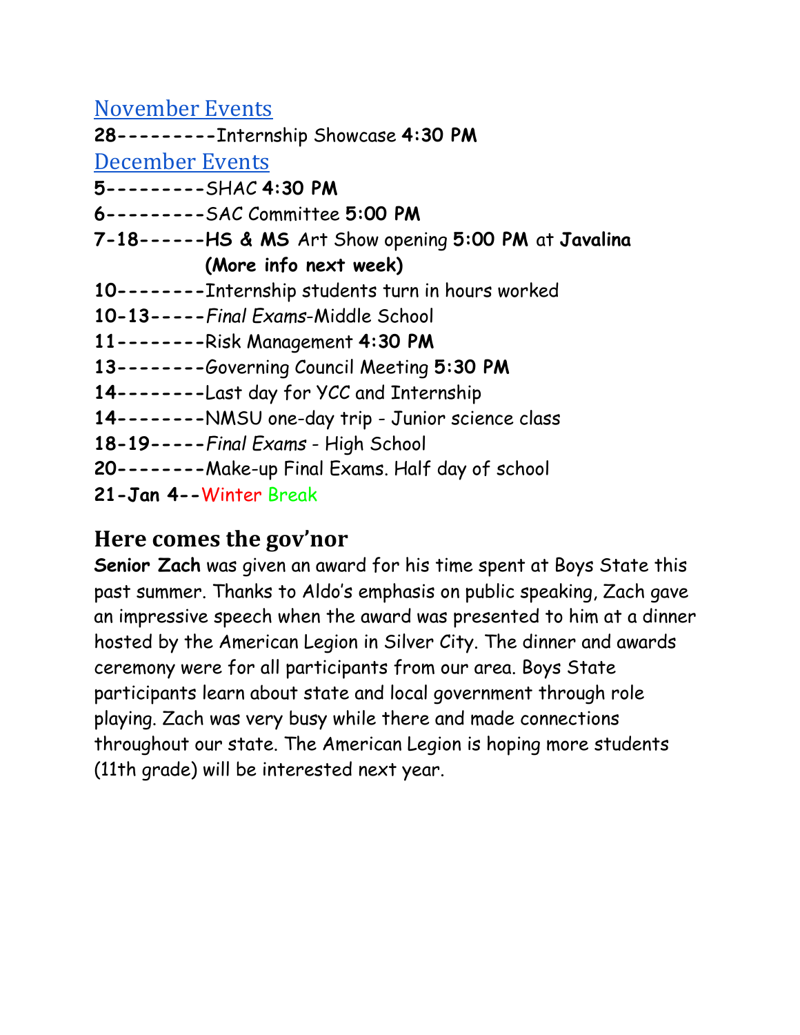## November Events

**28---------**Internship Showcase **4:30 PM**

## December Events

**5---------**SHAC **4:30 PM**

**6---------**SAC Committee **5:00 PM**

**7-18------HS & MS** Art Show opening **5:00 PM** at **Javalina**
**(More info next week)**

**10--------**Internship students turn in hours worked

**10-13-----***Final Exams*-Middle School

**11--------**Risk Management **4:30 PM**

**13--------**Governing Council Meeting **5:30 PM**

**14--------**Last day for YCC and Internship

**14--------**NMSU one-day trip - Junior science class

**18-19-----***Final Exams* - High School

**20--------**Make-up Final Exams. Half day of school

**21-Jan 4--**Winter Break

## Here comes the gov'nor

**Senior Zach** was given an award for his time spent at Boys State this past summer. Thanks to Aldo's emphasis on public speaking, Zach gave an impressive speech when the award was presented to him at a dinner hosted by the American Legion in Silver City. The dinner and awards ceremony were for all participants from our area. Boys State participants learn about state and local government through role playing. Zach was very busy while there and made connections throughout our state. The American Legion is hoping more students (11th grade) will be interested next year.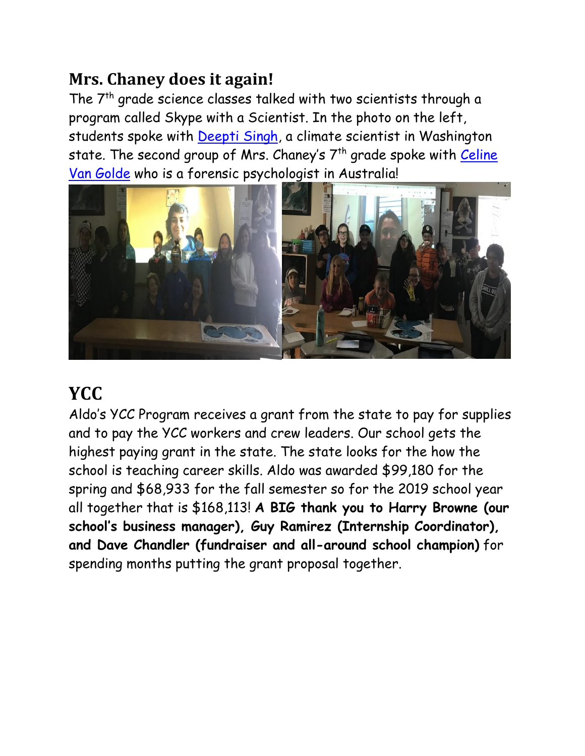## Mrs. Chaney does it again!

The 7th grade science classes talked with two scientists through a program called Skype with a Scientist. In the photo on the left, students spoke with Deepti Singh, a climate scientist in Washington state. The second group of Mrs. Chaney's 7th grade spoke with Celine Van Golde who is a forensic psychologist in Australia!

# YCC

Aldo's YCC Program receives a grant from the state to pay for supplies and to pay the YCC workers and crew leaders. Our school gets the highest paying grant in the state. The state looks for the how the school is teaching career skills. Aldo was awarded $99,180 for the spring and $68,933 for the fall semester so for the 2019 school year all together that is $168,113! **A BIG thank you to Harry Browne (our school's business manager), Guy Ramirez (Internship Coordinator), and Dave Chandler (fundraiser and all-around school champion)** for spending months putting the grant proposal together.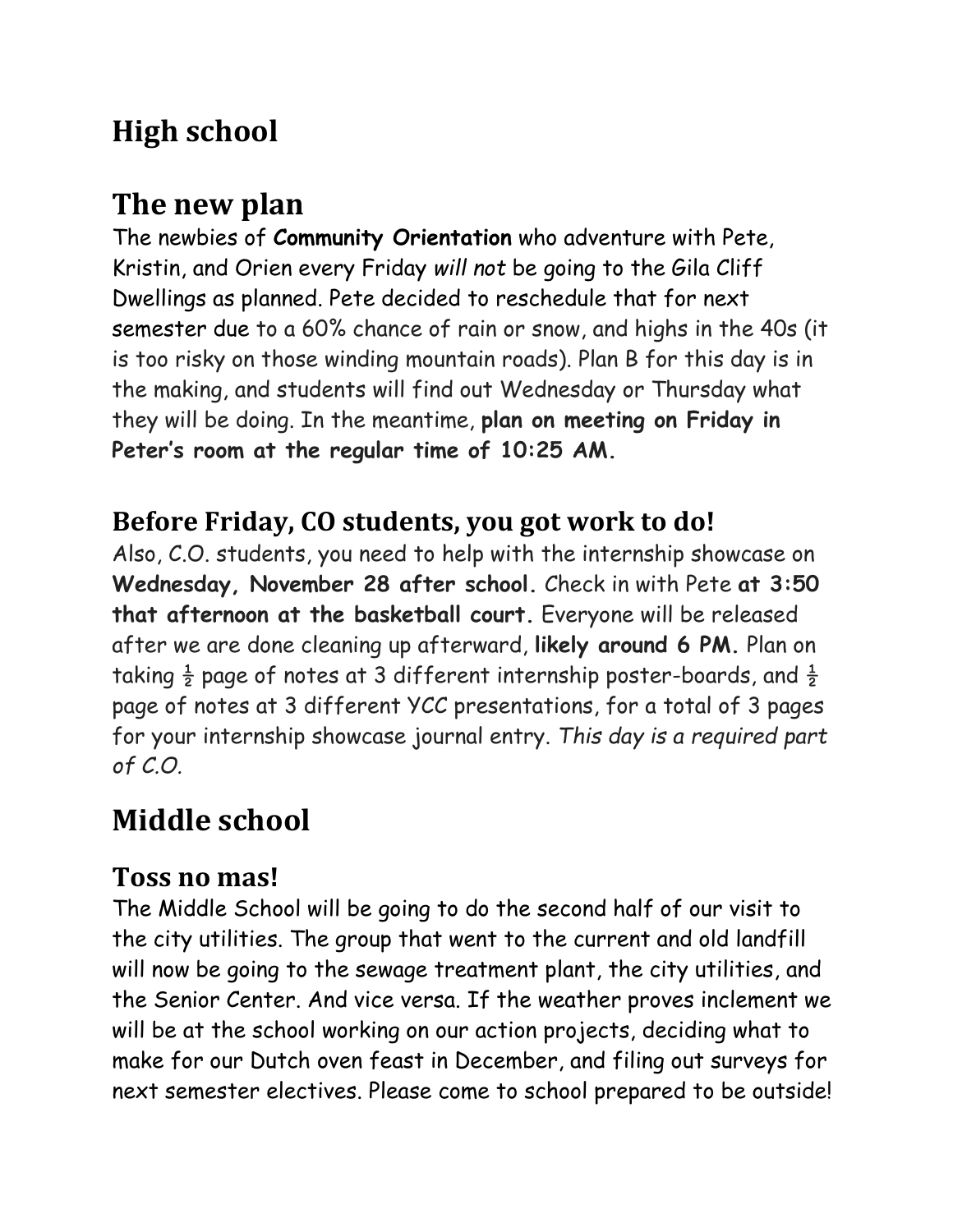# High school

# The new plan

The newbies of **Community Orientation** who adventure with Pete, Kristin, and Orien every Friday *will not* be going to the Gila Cliff Dwellings as planned. Pete decided to reschedule that for next semester due to a 60% chance of rain or snow, and highs in the 40s (it is too risky on those winding mountain roads). Plan B for this day is in the making, and students will find out Wednesday or Thursday what they will be doing. In the meantime, **plan on meeting on Friday in Peter's room at the regular time of 10:25 AM.**

## Before Friday, CO students, you got work to do!

Also, C.O. students, you need to help with the internship showcase on **Wednesday, November 28 after school.** Check in with Pete **at 3:50 that afternoon at the basketball court.** Everyone will be released after we are done cleaning up afterward, **likely around 6 PM.** Plan on taking ½ page of notes at 3 different internship poster-boards, and ½ page of notes at 3 different YCC presentations, for a total of 3 pages for your internship showcase journal entry. *This day is a required part of C.O.*

# Middle school

## Toss no mas!

The Middle School will be going to do the second half of our visit to the city utilities. The group that went to the current and old landfill will now be going to the sewage treatment plant, the city utilities, and the Senior Center. And vice versa. If the weather proves inclement we will be at the school working on our action projects, deciding what to make for our Dutch oven feast in December, and filing out surveys for next semester electives. Please come to school prepared to be outside!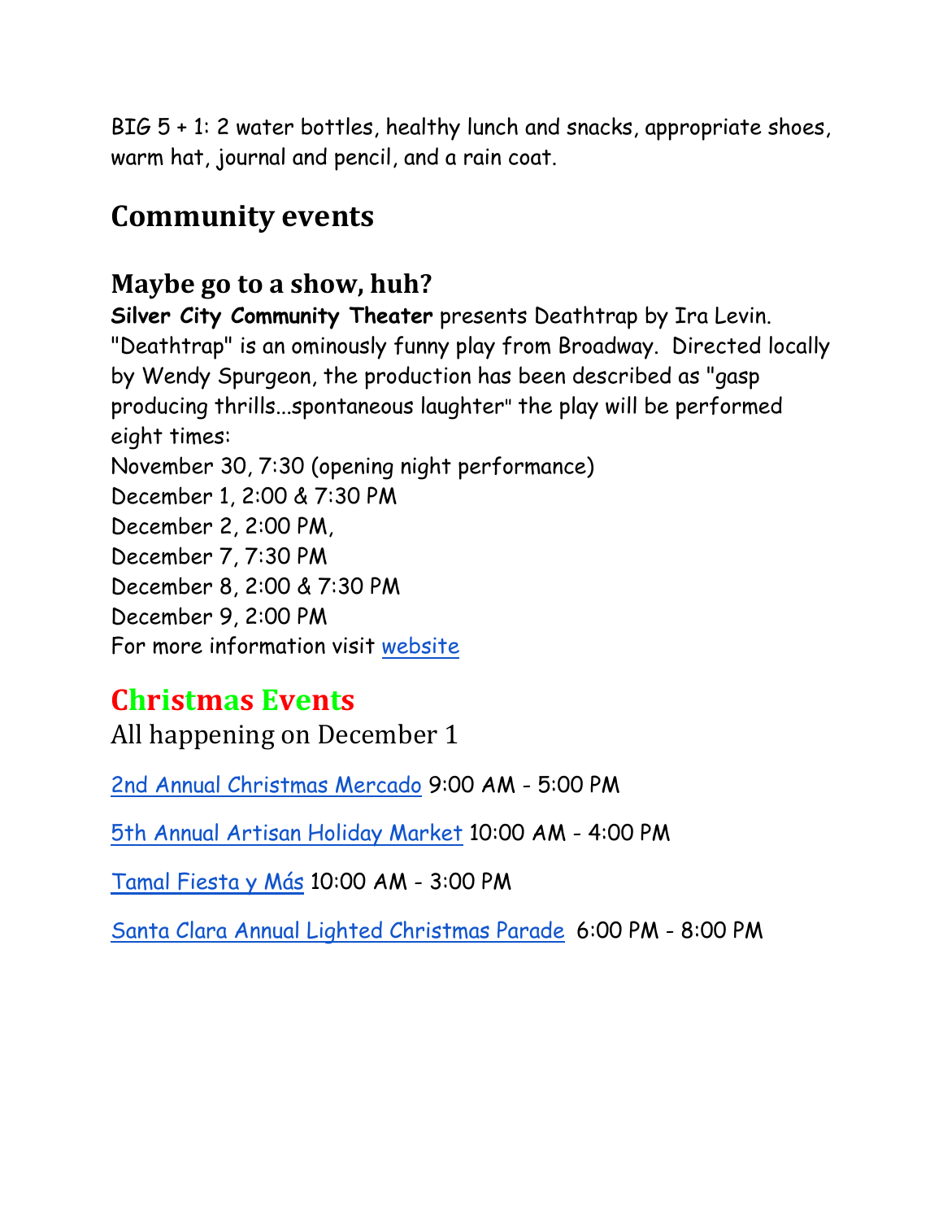BIG 5 + 1: 2 water bottles, healthy lunch and snacks, appropriate shoes, warm hat, journal and pencil, and a rain coat.

## Community events

### Maybe go to a show, huh?

**Silver City Community Theater** presents Deathtrap by Ira Levin. "Deathtrap" is an ominously funny play from Broadway. Directed locally by Wendy Spurgeon, the production has been described as "gasp producing thrills...spontaneous laughter" the play will be performed eight times:
November 30, 7:30 (opening night performance)
December 1, 2:00 & 7:30 PM
December 2, 2:00 PM,
December 7, 7:30 PM
December 8, 2:00 & 7:30 PM
December 9, 2:00 PM
For more information visit website

## Christmas Events

All happening on December 1

2nd Annual Christmas Mercado 9:00 AM - 5:00 PM

5th Annual Artisan Holiday Market 10:00 AM - 4:00 PM

Tamal Fiesta y Más 10:00 AM - 3:00 PM

Santa Clara Annual Lighted Christmas Parade 6:00 PM - 8:00 PM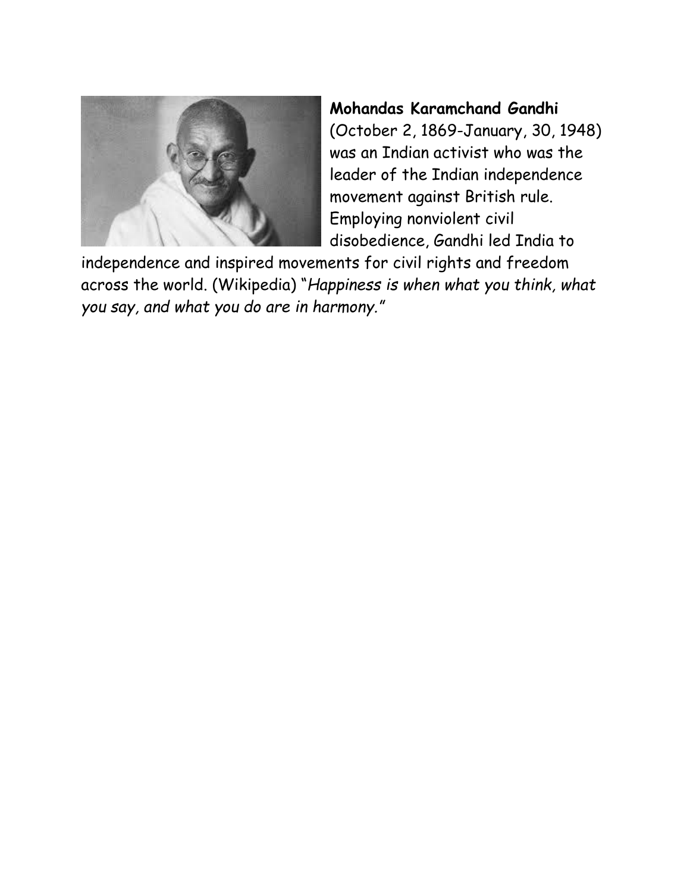**Mohandas Karamchand Gandhi** (October 2, 1869-January, 30, 1948) was an Indian activist who was the leader of the Indian independence movement against British rule. Employing nonviolent civil disobedience, Gandhi led India to independence and inspired movements for civil rights and freedom across the world. (Wikipedia) "*Happiness is when what you think, what you say, and what you do are in harmony.*"